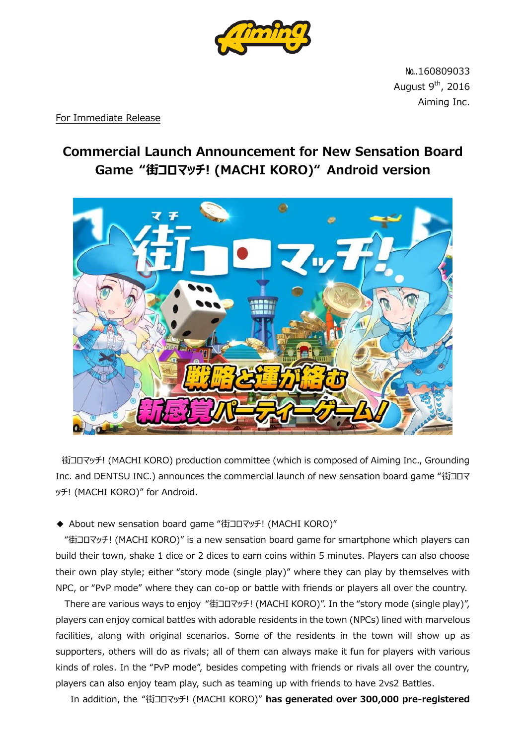№.160809033
August 9th, 2016
Aiming Inc.

For Immediate Release

# Commercial Launch Announcement for New Sensation Board Game "街コロマッチ! (MACHI KORO)" Android version

街コロマッチ! (MACHI KORO) production committee (which is composed of Aiming Inc., Grounding Inc. and DENTSU INC.) announces the commercial launch of new sensation board game "街コロマッチ! (MACHI KORO)" for Android.

◆ About new sensation board game "街コロマッチ! (MACHI KORO)"

"街コロマッチ! (MACHI KORO)" is a new sensation board game for smartphone which players can build their town, shake 1 dice or 2 dices to earn coins within 5 minutes. Players can also choose their own play style; either "story mode (single play)" where they can play by themselves with NPC, or "PvP mode" where they can co-op or battle with friends or players all over the country.

There are various ways to enjoy "街コロマッチ! (MACHI KORO)". In the "story mode (single play)", players can enjoy comical battles with adorable residents in the town (NPCs) lined with marvelous facilities, along with original scenarios. Some of the residents in the town will show up as supporters, others will do as rivals; all of them can always make it fun for players with various kinds of roles. In the "PvP mode", besides competing with friends or rivals all over the country, players can also enjoy team play, such as teaming up with friends to have 2vs2 Battles.

In addition, the "街コロマッチ! (MACHI KORO)" **has generated over 300,000 pre-registered**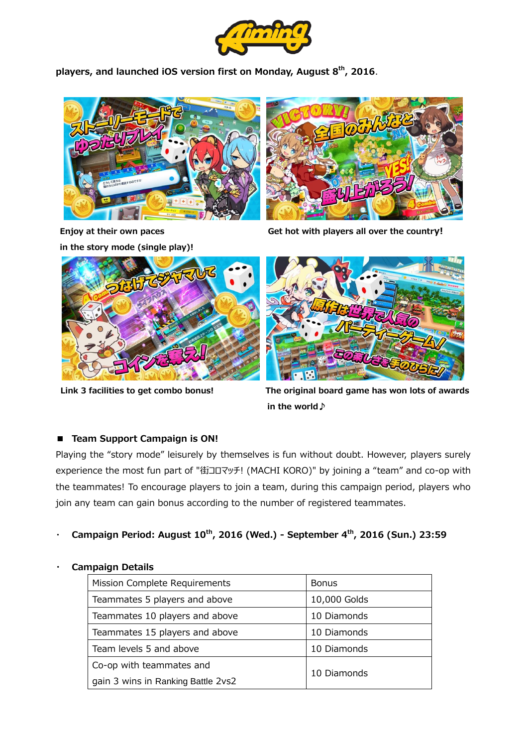players, and launched iOS version first on Monday, August 8th, 2016.

Enjoy at their own paces in the story mode (single play)!

Get hot with players all over the country!

Link 3 facilities to get combo bonus!

The original board game has won lots of awards in the world♪

## ■ Team Support Campaign is ON!

Playing the “story mode” leisurely by themselves is fun without doubt. However, players surely experience the most fun part of "街コロマッチ! (MACHI KORO)" by joining a “team” and co-op with the teammates! To encourage players to join a team, during this campaign period, players who join any team can gain bonus according to the number of registered teammates.

- **Campaign Period: August 10th, 2016 (Wed.) - September 4th, 2016 (Sun.) 23:59**

- **Campaign Details**

| Mission Complete Requirements | Bonus |
| --- | --- |
| Teammates 5 players and above | 10,000 Golds |
| Teammates 10 players and above | 10 Diamonds |
| Teammates 15 players and above | 10 Diamonds |
| Team levels 5 and above | 10 Diamonds |
| Co-op with teammates and gain 3 wins in Ranking Battle 2vs2 | 10 Diamonds |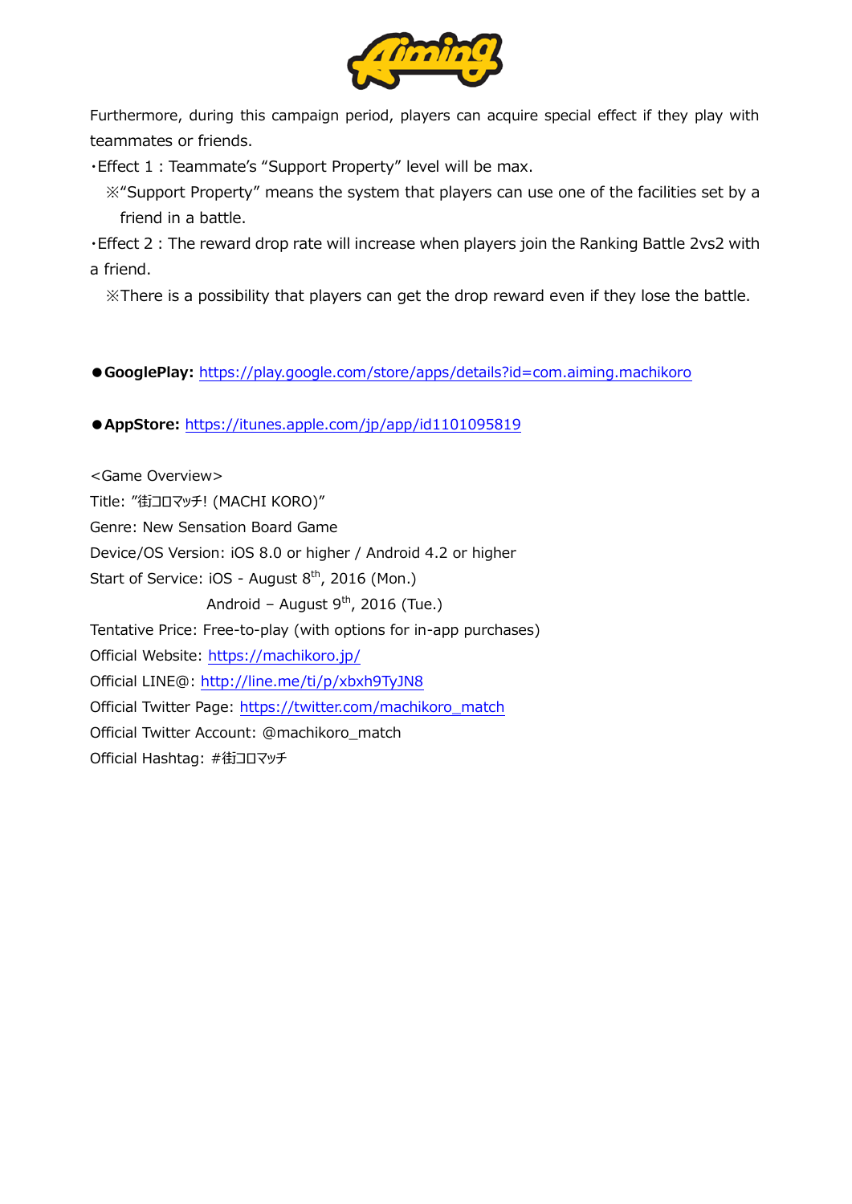Furthermore, during this campaign period, players can acquire special effect if they play with teammates or friends.

・Effect 1 : Teammate's "Support Property" level will be max.

※"Support Property" means the system that players can use one of the facilities set by a friend in a battle.

・Effect 2 : The reward drop rate will increase when players join the Ranking Battle 2vs2 with a friend.

※There is a possibility that players can get the drop reward even if they lose the battle.

●**GooglePlay:** https://play.google.com/store/apps/details?id=com.aiming.machikoro

●**AppStore:** https://itunes.apple.com/jp/app/id1101095819

<Game Overview>

Title: "街コロマッチ! (MACHI KORO)"

Genre: New Sensation Board Game

Device/OS Version: iOS 8.0 or higher / Android 4.2 or higher

Start of Service: iOS - August 8th, 2016 (Mon.)

Android – August 9th, 2016 (Tue.)

Tentative Price: Free-to-play (with options for in-app purchases)

Official Website: https://machikoro.jp/

Official LINE@: http://line.me/ti/p/xbxh9TyJN8

Official Twitter Page: https://twitter.com/machikoro_match

Official Twitter Account: @machikoro_match

Official Hashtag: #街コロマッチ